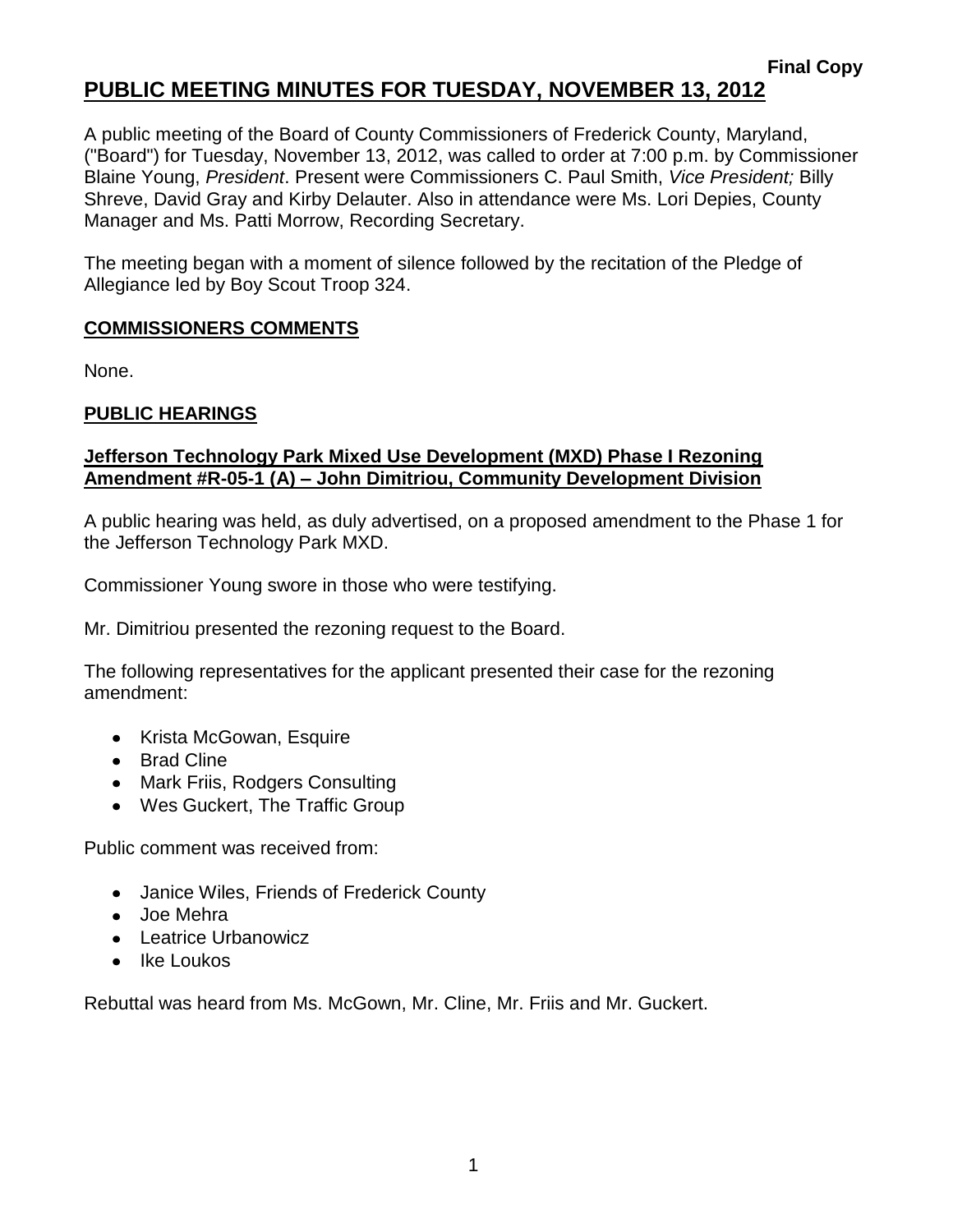**Final Copy**

# PUBLIC MEETING MINUTES FOR TUESDAY, NOVEMBER 13, 2012

A public meeting of the Board of County Commissioners of Frederick County, Maryland, ("Board") for Tuesday, November 13, 2012, was called to order at 7:00 p.m. by Commissioner Blaine Young, *President*. Present were Commissioners C. Paul Smith, *Vice President;* Billy Shreve, David Gray and Kirby Delauter. Also in attendance were Ms. Lori Depies, County Manager and Ms. Patti Morrow, Recording Secretary.

The meeting began with a moment of silence followed by the recitation of the Pledge of Allegiance led by Boy Scout Troop 324.

## COMMISSIONERS COMMENTS

None.

## PUBLIC HEARINGS

### Jefferson Technology Park Mixed Use Development (MXD) Phase I Rezoning Amendment #R-05-1 (A) – John Dimitriou, Community Development Division

A public hearing was held, as duly advertised, on a proposed amendment to the Phase 1 for the Jefferson Technology Park MXD.

Commissioner Young swore in those who were testifying.

Mr. Dimitriou presented the rezoning request to the Board.

The following representatives for the applicant presented their case for the rezoning amendment:

- Krista McGowan, Esquire
- Brad Cline
- Mark Friis, Rodgers Consulting
- Wes Guckert, The Traffic Group

Public comment was received from:

- Janice Wiles, Friends of Frederick County
- Joe Mehra
- Leatrice Urbanowicz
- Ike Loukos

Rebuttal was heard from Ms. McGown, Mr. Cline, Mr. Friis and Mr. Guckert.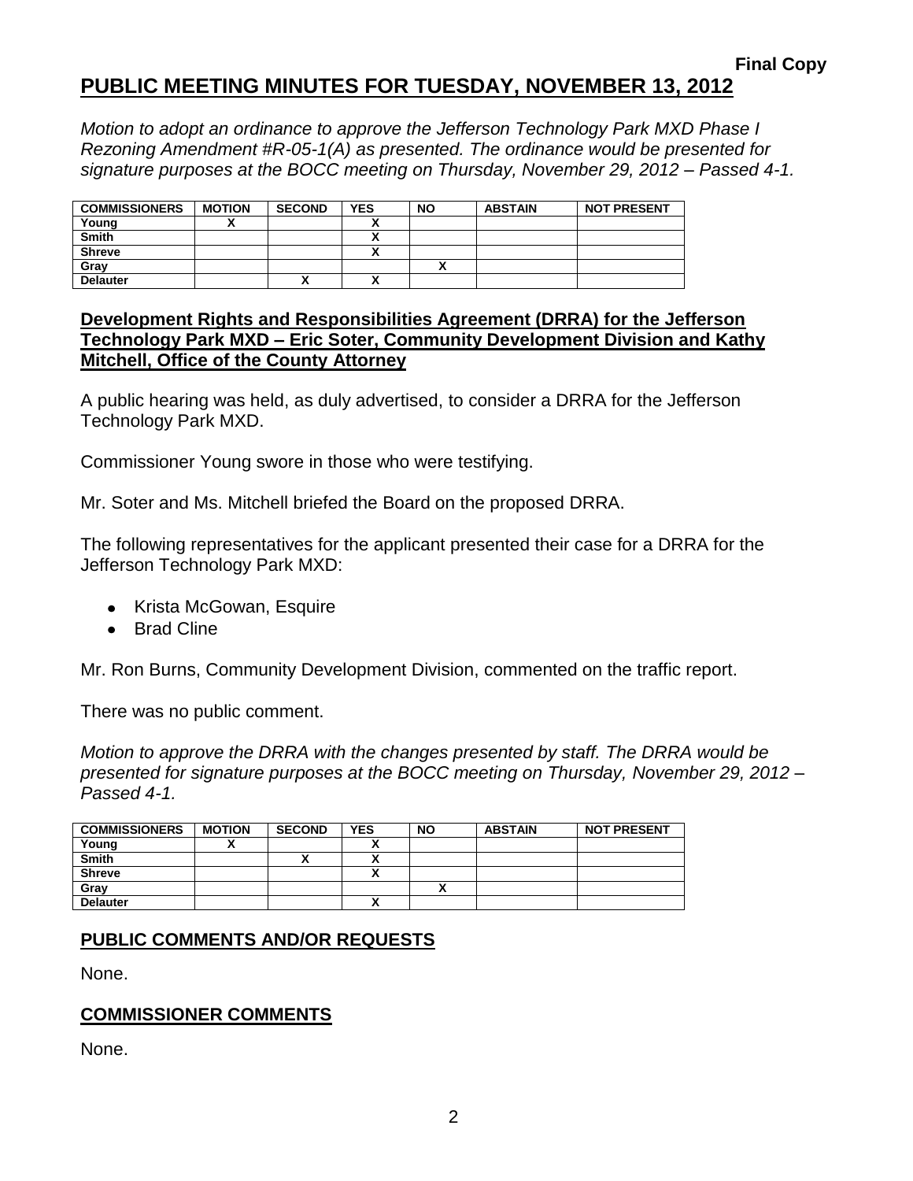Final Copy

# PUBLIC MEETING MINUTES FOR TUESDAY, NOVEMBER 13, 2012

*Motion to adopt an ordinance to approve the Jefferson Technology Park MXD Phase I Rezoning Amendment #R-05-1(A) as presented. The ordinance would be presented for signature purposes at the BOCC meeting on Thursday, November 29, 2012 – Passed 4-1.*

| COMMISSIONERS | MOTION | SECOND | YES | NO | ABSTAIN | NOT PRESENT |
|---|---|---|---|---|---|---|
| Young | X | | X | | | |
| Smith | | | X | | | |
| Shreve | | | X | | | |
| Gray | | | | X | | |
| Delauter | | X | X | | | |

## Development Rights and Responsibilities Agreement (DRRA) for the Jefferson Technology Park MXD – Eric Soter, Community Development Division and Kathy Mitchell, Office of the County Attorney

A public hearing was held, as duly advertised, to consider a DRRA for the Jefferson Technology Park MXD.

Commissioner Young swore in those who were testifying.

Mr. Soter and Ms. Mitchell briefed the Board on the proposed DRRA.

The following representatives for the applicant presented their case for a DRRA for the Jefferson Technology Park MXD:

- Krista McGowan, Esquire
- Brad Cline

Mr. Ron Burns, Community Development Division, commented on the traffic report.

There was no public comment.

*Motion to approve the DRRA with the changes presented by staff. The DRRA would be presented for signature purposes at the BOCC meeting on Thursday, November 29, 2012 – Passed 4-1.*

| COMMISSIONERS | MOTION | SECOND | YES | NO | ABSTAIN | NOT PRESENT |
|---|---|---|---|---|---|---|
| Young | X | | X | | | |
| Smith | | X | X | | | |
| Shreve | | | X | | | |
| Gray | | | | X | | |
| Delauter | | | X | | | |

## PUBLIC COMMENTS AND/OR REQUESTS

None.

## COMMISSIONER COMMENTS

None.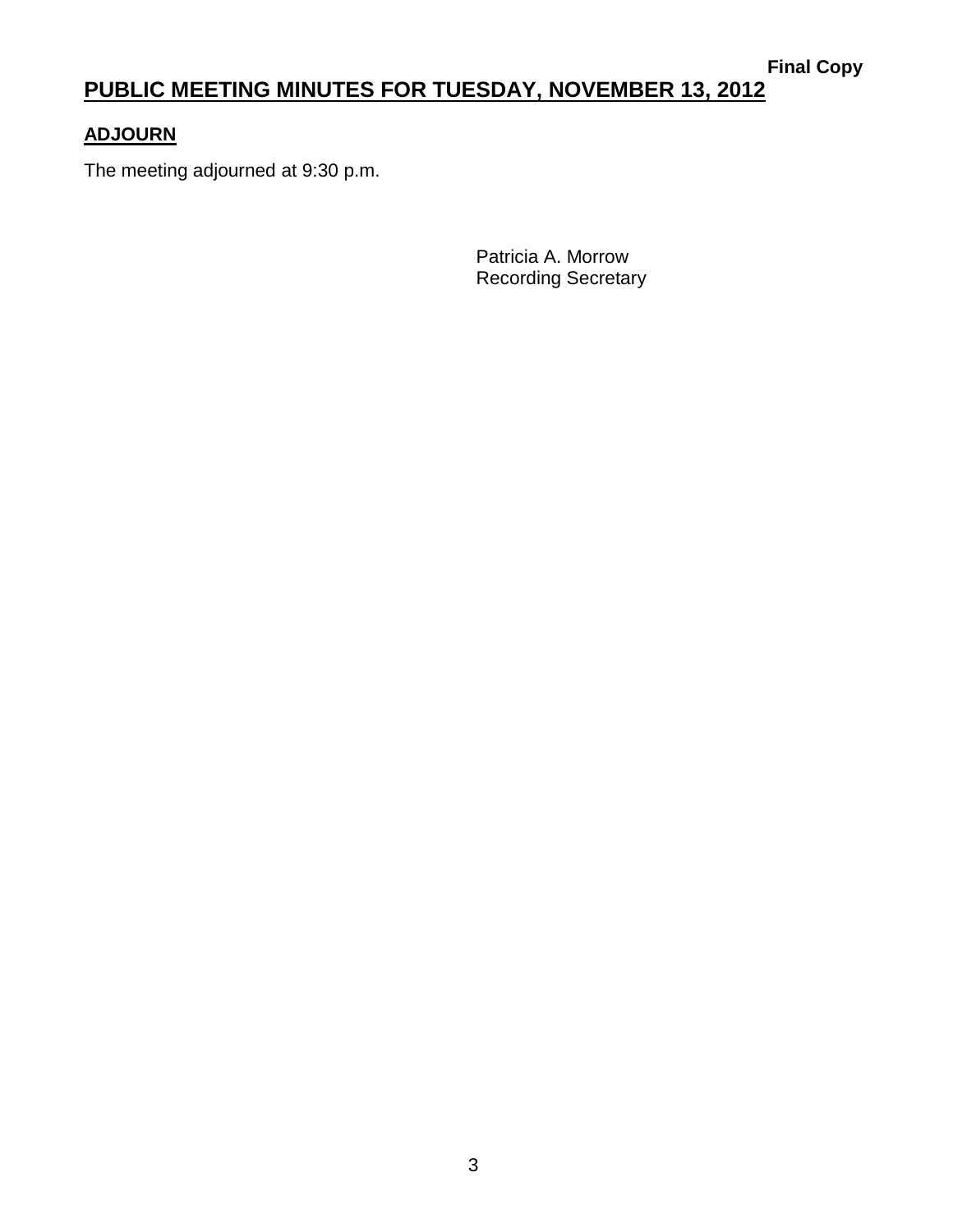**Final Copy**

# PUBLIC MEETING MINUTES FOR TUESDAY, NOVEMBER 13, 2012

## ADJOURN

The meeting adjourned at 9:30 p.m.

Patricia A. Morrow
Recording Secretary